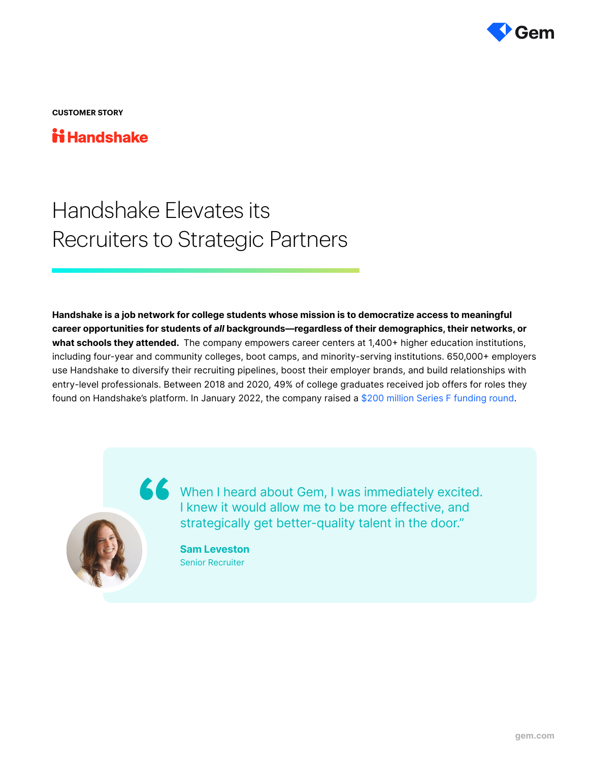CUSTOMER STORY

Handshake

# Handshake Elevates its Recruiters to Strategic Partners

**Handshake is a job network for college students whose mission is to democratize access to meaningful career opportunities for students of *all* backgrounds—regardless of their demographics, their networks, or what schools they attended.** The company empowers career centers at 1,400+ higher education institutions, including four-year and community colleges, boot camps, and minority-serving institutions. 650,000+ employers use Handshake to diversify their recruiting pipelines, boost their employer brands, and build relationships with entry-level professionals. Between 2018 and 2020, 49% of college graduates received job offers for roles they found on Handshake's platform. In January 2022, the company raised a $200 million Series F funding round.

> "When I heard about Gem, I was immediately excited. I knew it would allow me to be more effective, and strategically get better-quality talent in the door."
>
> **Sam Leveston**
> Senior Recruiter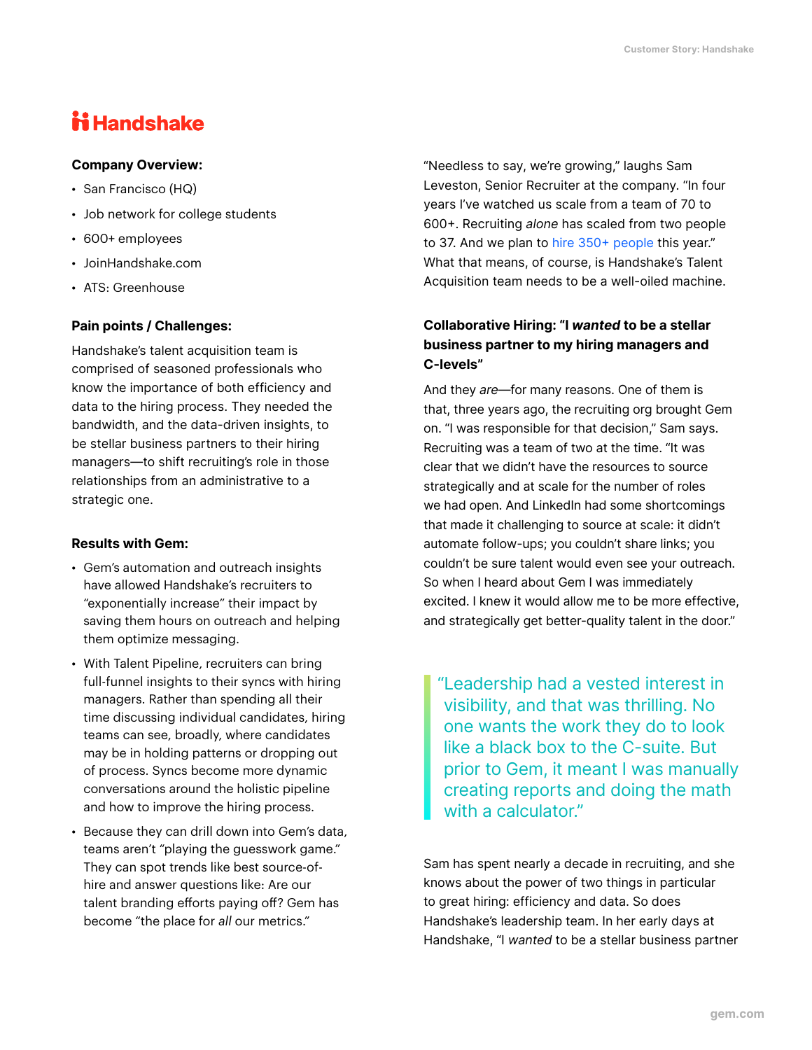# Handshake

**Company Overview:**

- San Francisco (HQ)
- Job network for college students
- 600+ employees
- JoinHandshake.com
- ATS: Greenhouse

**Pain points / Challenges:**

Handshake's talent acquisition team is comprised of seasoned professionals who know the importance of both efficiency and data to the hiring process. They needed the bandwidth, and the data-driven insights, to be stellar business partners to their hiring managers—to shift recruiting's role in those relationships from an administrative to a strategic one.

**Results with Gem:**

- Gem's automation and outreach insights have allowed Handshake's recruiters to "exponentially increase" their impact by saving them hours on outreach and helping them optimize messaging.
- With Talent Pipeline, recruiters can bring full-funnel insights to their syncs with hiring managers. Rather than spending all their time discussing individual candidates, hiring teams can see, broadly, where candidates may be in holding patterns or dropping out of process. Syncs become more dynamic conversations around the holistic pipeline and how to improve the hiring process.
- Because they can drill down into Gem's data, teams aren't "playing the guesswork game." They can spot trends like best source-of-hire and answer questions like: Are our talent branding efforts paying off? Gem has become "the place for *all* our metrics."

"Needless to say, we're growing," laughs Sam Leveston, Senior Recruiter at the company. "In four years I've watched us scale from a team of 70 to 600+. Recruiting *alone* has scaled from two people to 37. And we plan to hire 350+ people this year." What that means, of course, is Handshake's Talent Acquisition team needs to be a well-oiled machine.

**Collaborative Hiring: "I *wanted* to be a stellar business partner to my hiring managers and C-levels"**

And they *are*—for many reasons. One of them is that, three years ago, the recruiting org brought Gem on. "I was responsible for that decision," Sam says. Recruiting was a team of two at the time. "It was clear that we didn't have the resources to source strategically and at scale for the number of roles we had open. And LinkedIn had some shortcomings that made it challenging to source at scale: it didn't automate follow-ups; you couldn't share links; you couldn't be sure talent would even see your outreach. So when I heard about Gem I was immediately excited. I knew it would allow me to be more effective, and strategically get better-quality talent in the door."

> "Leadership had a vested interest in visibility, and that was thrilling. No one wants the work they do to look like a black box to the C-suite. But prior to Gem, it meant I was manually creating reports and doing the math with a calculator."

Sam has spent nearly a decade in recruiting, and she knows about the power of two things in particular to great hiring: efficiency and data. So does Handshake's leadership team. In her early days at Handshake, "I *wanted* to be a stellar business partner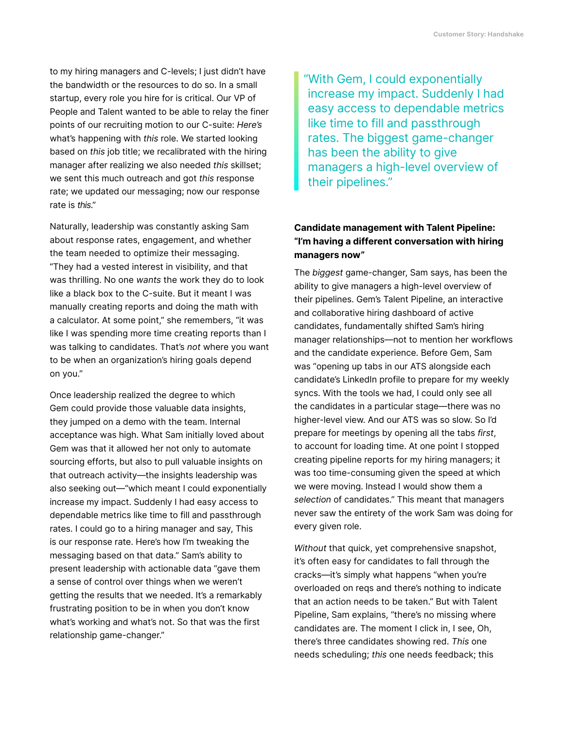to my hiring managers and C-levels; I just didn't have the bandwidth or the resources to do so. In a small startup, every role you hire for is critical. Our VP of People and Talent wanted to be able to relay the finer points of our recruiting motion to our C-suite: *Here's* what's happening with *this* role. We started looking based on *this* job title; we recalibrated with the hiring manager after realizing we also needed *this* skillset; we sent this much outreach and got *this* response rate; we updated our messaging; now our response rate is *this*."

Naturally, leadership was constantly asking Sam about response rates, engagement, and whether the team needed to optimize their messaging. "They had a vested interest in visibility, and that was thrilling. No one *wants* the work they do to look like a black box to the C-suite. But it meant I was manually creating reports and doing the math with a calculator. At some point," she remembers, "it was like I was spending more time creating reports than I was talking to candidates. That's *not* where you want to be when an organization's hiring goals depend on you."

Once leadership realized the degree to which Gem could provide those valuable data insights, they jumped on a demo with the team. Internal acceptance was high. What Sam initially loved about Gem was that it allowed her not only to automate sourcing efforts, but also to pull valuable insights on that outreach activity—the insights leadership was also seeking out—"which meant I could exponentially increase my impact. Suddenly I had easy access to dependable metrics like time to fill and passthrough rates. I could go to a hiring manager and say, This is our response rate. Here's how I'm tweaking the messaging based on that data." Sam's ability to present leadership with actionable data "gave them a sense of control over things when we weren't getting the results that we needed. It's a remarkably frustrating position to be in when you don't know what's working and what's not. So that was the first relationship game-changer."

> "With Gem, I could exponentially increase my impact. Suddenly I had easy access to dependable metrics like time to fill and passthrough rates. The biggest game-changer has been the ability to give managers a high-level overview of their pipelines."

**Candidate management with Talent Pipeline: "I'm having a different conversation with hiring managers now"**

The *biggest* game-changer, Sam says, has been the ability to give managers a high-level overview of their pipelines. Gem's Talent Pipeline, an interactive and collaborative hiring dashboard of active candidates, fundamentally shifted Sam's hiring manager relationships—not to mention her workflows and the candidate experience. Before Gem, Sam was "opening up tabs in our ATS alongside each candidate's LinkedIn profile to prepare for my weekly syncs. With the tools we had, I could only see all the candidates in a particular stage—there was no higher-level view. And our ATS was so slow. So I'd prepare for meetings by opening all the tabs *first*, to account for loading time. At one point I stopped creating pipeline reports for my hiring managers; it was too time-consuming given the speed at which we were moving. Instead I would show them a *selection* of candidates." This meant that managers never saw the entirety of the work Sam was doing for every given role.

*Without* that quick, yet comprehensive snapshot, it's often easy for candidates to fall through the cracks—it's simply what happens "when you're overloaded on reqs and there's nothing to indicate that an action needs to be taken." But with Talent Pipeline, Sam explains, "there's no missing where candidates are. The moment I click in, I see, Oh, there's three candidates showing red. *This* one needs scheduling; *this* one needs feedback; this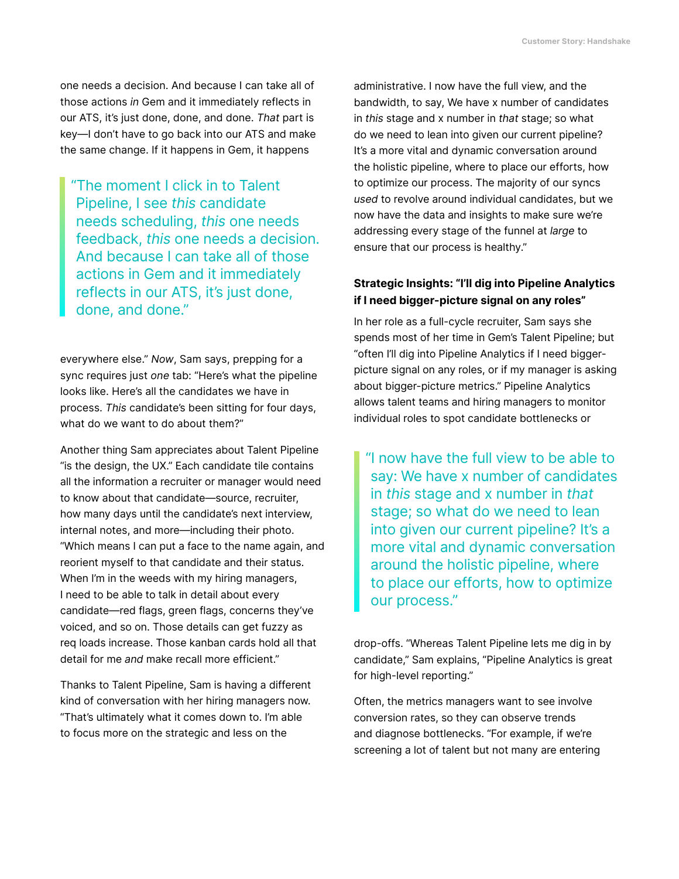one needs a decision. And because I can take all of those actions *in* Gem and it immediately reflects in our ATS, it's just done, done, and done. *That* part is key—I don't have to go back into our ATS and make the same change. If it happens in Gem, it happens

> "The moment I click in to Talent Pipeline, I see *this* candidate needs scheduling, *this* one needs feedback, *this* one needs a decision. And because I can take all of those actions in Gem and it immediately reflects in our ATS, it's just done, done, and done."

everywhere else." *Now*, Sam says, prepping for a sync requires just *one* tab: "Here's what the pipeline looks like. Here's all the candidates we have in process. *This* candidate's been sitting for four days, what do we want to do about them?"

Another thing Sam appreciates about Talent Pipeline "is the design, the UX." Each candidate tile contains all the information a recruiter or manager would need to know about that candidate—source, recruiter, how many days until the candidate's next interview, internal notes, and more—including their photo. "Which means I can put a face to the name again, and reorient myself to that candidate and their status. When I'm in the weeds with my hiring managers, I need to be able to talk in detail about every candidate—red flags, green flags, concerns they've voiced, and so on. Those details can get fuzzy as req loads increase. Those kanban cards hold all that detail for me *and* make recall more efficient."

Thanks to Talent Pipeline, Sam is having a different kind of conversation with her hiring managers now. "That's ultimately what it comes down to. I'm able to focus more on the strategic and less on the administrative. I now have the full view, and the bandwidth, to say, We have x number of candidates in *this* stage and x number in *that* stage; so what do we need to lean into given our current pipeline? It's a more vital and dynamic conversation around the holistic pipeline, where to place our efforts, how to optimize our process. The majority of our syncs *used* to revolve around individual candidates, but we now have the data and insights to make sure we're addressing every stage of the funnel at *large* to ensure that our process is healthy."

**Strategic Insights: "I'll dig into Pipeline Analytics if I need bigger-picture signal on any roles"**

In her role as a full-cycle recruiter, Sam says she spends most of her time in Gem's Talent Pipeline; but "often I'll dig into Pipeline Analytics if I need bigger-picture signal on any roles, or if my manager is asking about bigger-picture metrics." Pipeline Analytics allows talent teams and hiring managers to monitor individual roles to spot candidate bottlenecks or

> "I now have the full view to be able to say: We have x number of candidates in *this* stage and x number in *that* stage; so what do we need to lean into given our current pipeline? It's a more vital and dynamic conversation around the holistic pipeline, where to place our efforts, how to optimize our process."

drop-offs. "Whereas Talent Pipeline lets me dig in by candidate," Sam explains, "Pipeline Analytics is great for high-level reporting."

Often, the metrics managers want to see involve conversion rates, so they can observe trends and diagnose bottlenecks. "For example, if we're screening a lot of talent but not many are entering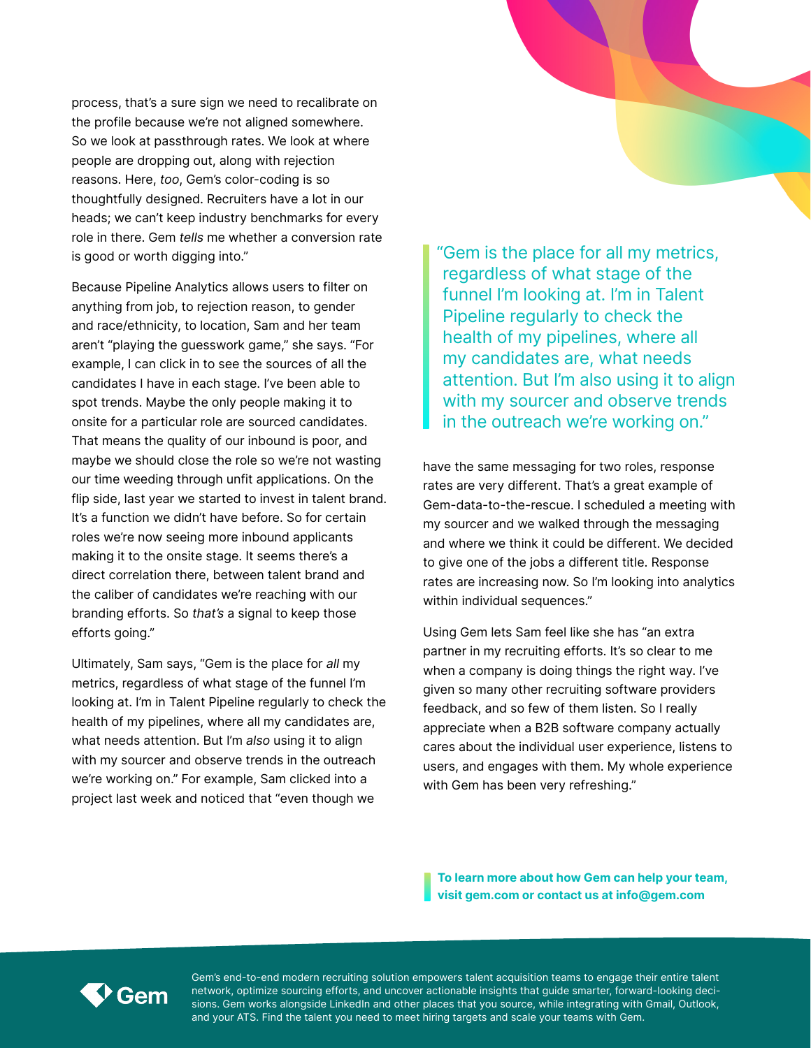process, that's a sure sign we need to recalibrate on the profile because we're not aligned somewhere. So we look at passthrough rates. We look at where people are dropping out, along with rejection reasons. Here, *too*, Gem's color-coding is so thoughtfully designed. Recruiters have a lot in our heads; we can't keep industry benchmarks for every role in there. Gem *tells* me whether a conversion rate is good or worth digging into."

Because Pipeline Analytics allows users to filter on anything from job, to rejection reason, to gender and race/ethnicity, to location, Sam and her team aren't "playing the guesswork game," she says. "For example, I can click in to see the sources of all the candidates I have in each stage. I've been able to spot trends. Maybe the only people making it to onsite for a particular role are sourced candidates. That means the quality of our inbound is poor, and maybe we should close the role so we're not wasting our time weeding through unfit applications. On the flip side, last year we started to invest in talent brand. It's a function we didn't have before. So for certain roles we're now seeing more inbound applicants making it to the onsite stage. It seems there's a direct correlation there, between talent brand and the caliber of candidates we're reaching with our branding efforts. So *that's* a signal to keep those efforts going."

Ultimately, Sam says, "Gem is the place for *all* my metrics, regardless of what stage of the funnel I'm looking at. I'm in Talent Pipeline regularly to check the health of my pipelines, where all my candidates are, what needs attention. But I'm *also* using it to align with my sourcer and observe trends in the outreach we're working on." For example, Sam clicked into a project last week and noticed that "even though we have the same messaging for two roles, response rates are very different. That's a great example of Gem-data-to-the-rescue. I scheduled a meeting with my sourcer and we walked through the messaging and where we think it could be different. We decided to give one of the jobs a different title. Response rates are increasing now. So I'm looking into analytics within individual sequences."

> "Gem is the place for all my metrics, regardless of what stage of the funnel I'm looking at. I'm in Talent Pipeline regularly to check the health of my pipelines, where all my candidates are, what needs attention. But I'm also using it to align with my sourcer and observe trends in the outreach we're working on."

Using Gem lets Sam feel like she has "an extra partner in my recruiting efforts. It's so clear to me when a company is doing things the right way. I've given so many other recruiting software providers feedback, and so few of them listen. So I really appreciate when a B2B software company actually cares about the individual user experience, listens to users, and engages with them. My whole experience with Gem has been very refreshing."

**To learn more about how Gem can help your team, visit gem.com or contact us at info@gem.com**

Gem

Gem's end-to-end modern recruiting solution empowers talent acquisition teams to engage their entire talent network, optimize sourcing efforts, and uncover actionable insights that guide smarter, forward-looking decisions. Gem works alongside LinkedIn and other places that you source, while integrating with Gmail, Outlook, and your ATS. Find the talent you need to meet hiring targets and scale your teams with Gem.